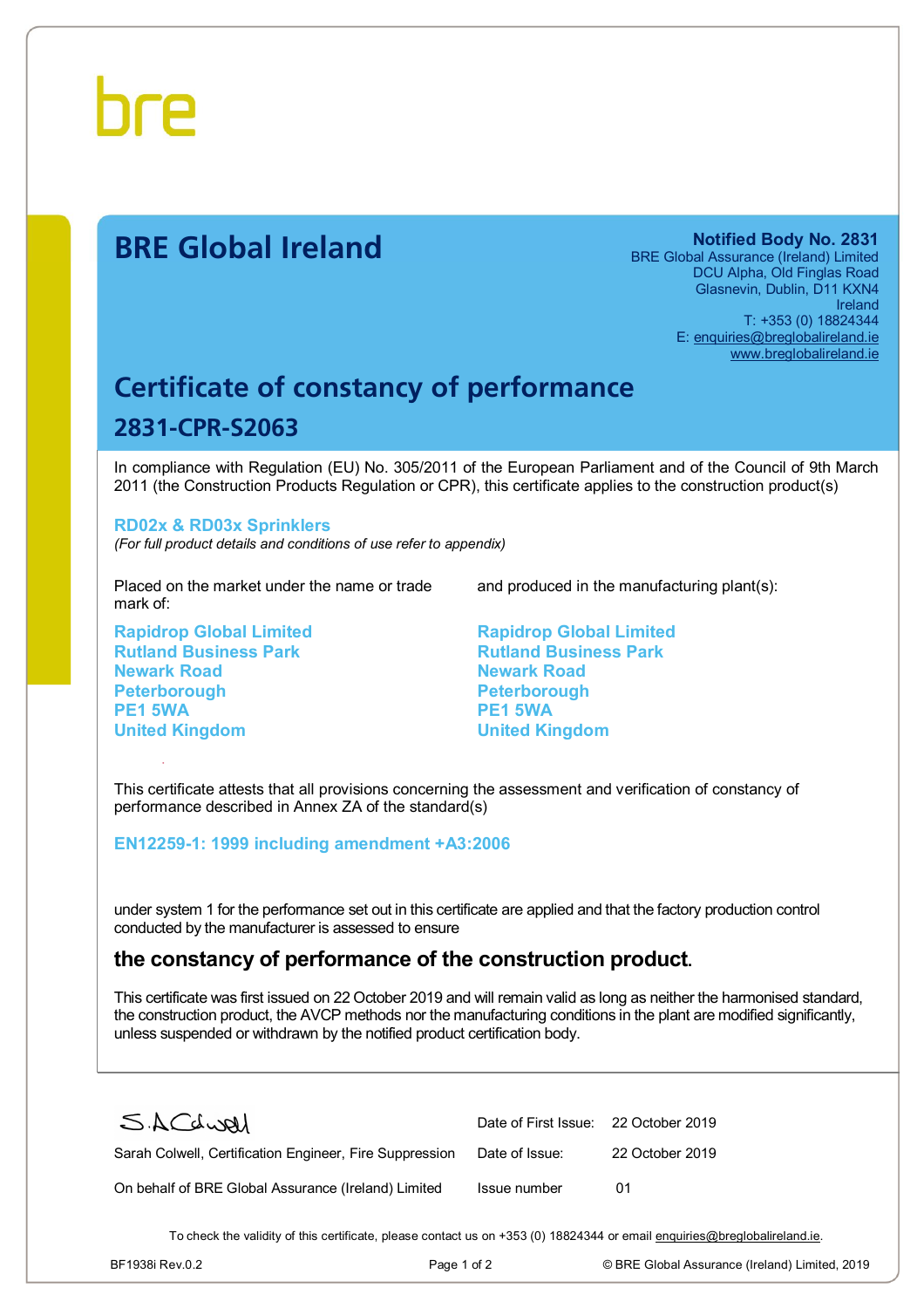bre

# BRE Global Ireland

**Notified Body No. 2831**
BRE Global Assurance (Ireland) Limited
DCU Alpha, Old Finglas Road
Glasnevin, Dublin, D11 KXN4
Ireland
T: +353 (0) 18824344
E: enquiries@breglobalireland.ie
www.breglobalireland.ie

## Certificate of constancy of performance

## 2831-CPR-S2063

In compliance with Regulation (EU) No. 305/2011 of the European Parliament and of the Council of 9th March 2011 (the Construction Products Regulation or CPR), this certificate applies to the construction product(s)

**RD02x & RD03x Sprinklers**
*(For full product details and conditions of use refer to appendix)*

Placed on the market under the name or trade mark of:

**Rapidrop Global Limited**
**Rutland Business Park**
**Newark Road**
**Peterborough**
**PE1 5WA**
**United Kingdom**

and produced in the manufacturing plant(s):

**Rapidrop Global Limited**
**Rutland Business Park**
**Newark Road**
**Peterborough**
**PE1 5WA**
**United Kingdom**

This certificate attests that all provisions concerning the assessment and verification of constancy of performance described in Annex ZA of the standard(s)

**EN12259-1: 1999 including amendment +A3:2006**

under system 1 for the performance set out in this certificate are applied and that the factory production control conducted by the manufacturer is assessed to ensure

### the constancy of performance of the construction product.

This certificate was first issued on 22 October 2019 and will remain valid as long as neither the harmonised standard, the construction product, the AVCP methods nor the manufacturing conditions in the plant are modified significantly, unless suspended or withdrawn by the notified product certification body.

S.ACdwell

Sarah Colwell, Certification Engineer, Fire Suppression

On behalf of BRE Global Assurance (Ireland) Limited

| | |
|---|---|
| Date of First Issue: | 22 October 2019 |
| Date of Issue: | 22 October 2019 |
| Issue number | 01 |

To check the validity of this certificate, please contact us on +353 (0) 18824344 or email enquiries@breglobalireland.ie.

BF1938i Rev.0.2 © BRE Global Assurance (Ireland) Limited, 2019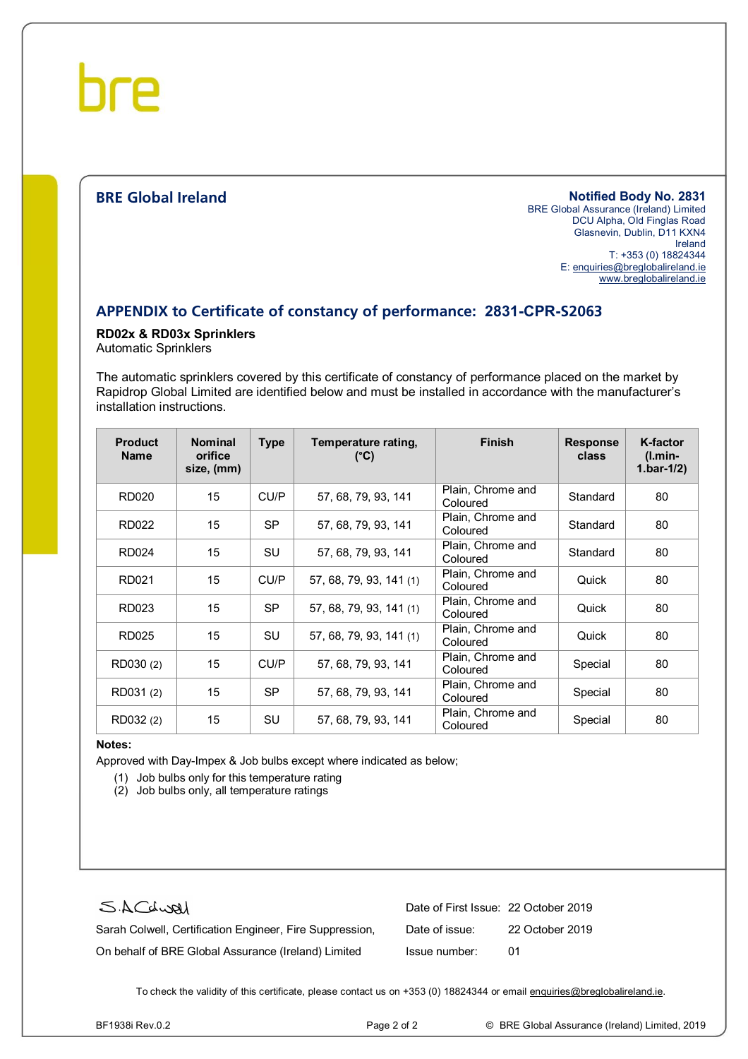bre

## BRE Global Ireland

**Notified Body No. 2831**
BRE Global Assurance (Ireland) Limited
DCU Alpha, Old Finglas Road
Glasnevin, Dublin, D11 KXN4
Ireland
T: +353 (0) 18824344
E: enquiries@breglobalireland.ie
www.breglobalireland.ie

## APPENDIX to Certificate of constancy of performance: 2831-CPR-S2063

**RD02x & RD03x Sprinklers**
Automatic Sprinklers

The automatic sprinklers covered by this certificate of constancy of performance placed on the market by Rapidrop Global Limited are identified below and must be installed in accordance with the manufacturer's installation instructions.

| Product Name | Nominal orifice size, (mm) | Type | Temperature rating, (°C) | Finish | Response class | K-factor (l.min-1.bar-1/2) |
|---|---|---|---|---|---|---|
| RD020 | 15 | CU/P | 57, 68, 79, 93, 141 | Plain, Chrome and Coloured | Standard | 80 |
| RD022 | 15 | SP | 57, 68, 79, 93, 141 | Plain, Chrome and Coloured | Standard | 80 |
| RD024 | 15 | SU | 57, 68, 79, 93, 141 | Plain, Chrome and Coloured | Standard | 80 |
| RD021 | 15 | CU/P | 57, 68, 79, 93, 141 (1) | Plain, Chrome and Coloured | Quick | 80 |
| RD023 | 15 | SP | 57, 68, 79, 93, 141 (1) | Plain, Chrome and Coloured | Quick | 80 |
| RD025 | 15 | SU | 57, 68, 79, 93, 141 (1) | Plain, Chrome and Coloured | Quick | 80 |
| RD030 (2) | 15 | CU/P | 57, 68, 79, 93, 141 | Plain, Chrome and Coloured | Special | 80 |
| RD031 (2) | 15 | SP | 57, 68, 79, 93, 141 | Plain, Chrome and Coloured | Special | 80 |
| RD032 (2) | 15 | SU | 57, 68, 79, 93, 141 | Plain, Chrome and Coloured | Special | 80 |

**Notes:**
Approved with Day-Impex & Job bulbs except where indicated as below;

(1) Job bulbs only for this temperature rating
(2) Job bulbs only, all temperature ratings

S.ACdwell

Sarah Colwell, Certification Engineer, Fire Suppression,
On behalf of BRE Global Assurance (Ireland) Limited

Date of First Issue: 22 October 2019
Date of issue: 22 October 2019
Issue number: 01

To check the validity of this certificate, please contact us on +353 (0) 18824344 or email enquiries@breglobalireland.ie.

BF1938i Rev.0.2

© BRE Global Assurance (Ireland) Limited, 2019